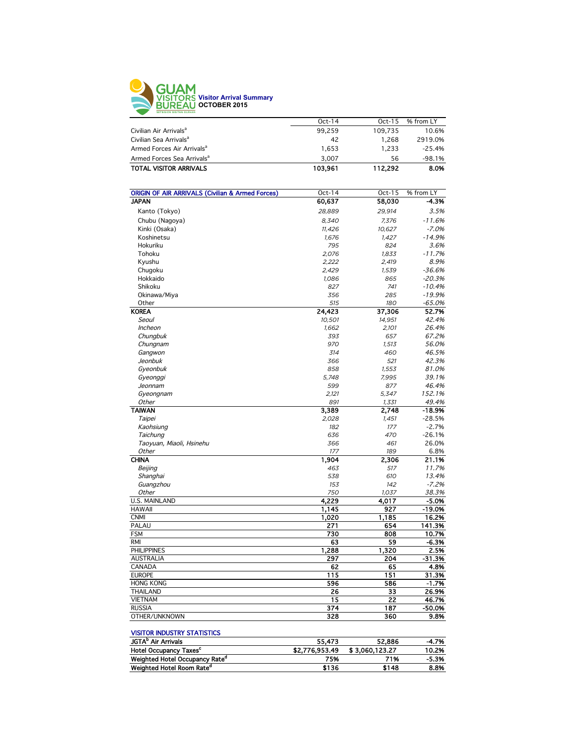# GUAM VISITORS BUREAU

## Visitor Arrival Summary
## OCTOBER 2015

| | Oct-14 | Oct-15 | % from LY |
|---|---|---|---|
| Civilian Air Arrivals[a] | 99,259 | 109,735 | 10.6% |
| Civilian Sea Arrivals[a] | 42 | 1,268 | 2919.0% |
| Armed Forces Air Arrivals[a] | 1,653 | 1,233 | -25.4% |
| Armed Forces Sea Arrivals[a] | 3,007 | 56 | -98.1% |
| **TOTAL VISITOR ARRIVALS** | **103,961** | **112,292** | **8.0%** |

| ORIGIN OF AIR ARRIVALS (Civilian & Armed Forces) | Oct-14 | Oct-15 | % from LY |
|---|---|---|---|
| **JAPAN** | **60,637** | **58,030** | **-4.3%** |
| Kanto (Tokyo) | *28,889* | *29,914* | *3.5%* |
| Chubu (Nagoya) | *8,340* | *7,376* | *-11.6%* |
| Kinki (Osaka) | *11,426* | *10,627* | *-7.0%* |
| Koshinetsu | *1,676* | *1,427* | *-14.9%* |
| Hokuriku | *795* | *824* | *3.6%* |
| Tohoku | *2,076* | *1,833* | *-11.7%* |
| Kyushu | *2,222* | *2,419* | *8.9%* |
| Chugoku | *2,429* | *1,539* | *-36.6%* |
| Hokkaido | *1,086* | *865* | *-20.3%* |
| Shikoku | *827* | *741* | *-10.4%* |
| Okinawa/Miya | *356* | *285* | *-19.9%* |
| Other | *515* | *180* | *-65.0%* |
| **KOREA** | **24,423** | **37,306** | **52.7%** |
| *Seoul* | *10,501* | *14,951* | *42.4%* |
| *Incheon* | *1,662* | *2,101* | *26.4%* |
| *Chungbuk* | *393* | *657* | *67.2%* |
| *Chungnam* | *970* | *1,513* | *56.0%* |
| *Gangwon* | *314* | *460* | *46.5%* |
| *Jeonbuk* | *366* | *521* | *42.3%* |
| *Gyeonbuk* | *858* | *1,553* | *81.0%* |
| *Gyeonggi* | *5,748* | *7,995* | *39.1%* |
| *Jeonnam* | *599* | *877* | *46.4%* |
| *Gyeongnam* | *2,121* | *5,347* | *152.1%* |
| *Other* | *891* | *1,331* | *49.4%* |
| **TAIWAN** | **3,389** | **2,748** | **-18.9%** |
| *Taipei* | *2,028* | *1,451* | -28.5% |
| *Kaohsiung* | *182* | *177* | -2.7% |
| *Taichung* | *636* | *470* | -26.1% |
| *Taoyuan, Miaoli, Hsinehu* | *366* | *461* | 26.0% |
| *Other* | *177* | *189* | 6.8% |
| **CHINA** | **1,904** | **2,306** | **21.1%** |
| *Beijing* | *463* | *517* | *11.7%* |
| *Shanghai* | *538* | *610* | *13.4%* |
| *Guangzhou* | *153* | *142* | *-7.2%* |
| *Other* | *750* | *1,037* | *38.3%* |
| U.S. MAINLAND | **4,229** | **4,017** | **-5.0%** |
| HAWAII | **1,145** | **927** | **-19.0%** |
| CNMI | **1,020** | **1,185** | **16.2%** |
| PALAU | **271** | **654** | **141.3%** |
| FSM | **730** | **808** | **10.7%** |
| RMI | **63** | **59** | **-6.3%** |
| PHILIPPINES | **1,288** | **1,320** | **2.5%** |
| AUSTRALIA | **297** | **204** | **-31.3%** |
| CANADA | **62** | **65** | **4.8%** |
| EUROPE | **115** | **151** | **31.3%** |
| HONG KONG | **596** | **586** | **-1.7%** |
| THAILAND | **26** | **33** | **26.9%** |
| VIETNAM | **15** | **22** | **46.7%** |
| RUSSIA | **374** | **187** | **-50.0%** |
| OTHER/UNKNOWN | **328** | **360** | **9.8%** |

| VISITOR INDUSTRY STATISTICS | | | |
|---|---|---|---|
| **JGTA[b] Air Arrivals** | 55,473 | 52,886 | -4.7% |
| **Hotel Occupancy Taxes[c]** | $2,776,953.49 | $ 3,060,123.27 | 10.2% |
| **Weighted Hotel Occupancy Rate[d]** | 75% | 71% | -5.3% |
| **Weighted Hotel Room Rate[d]** | $136 | $148 | 8.8% |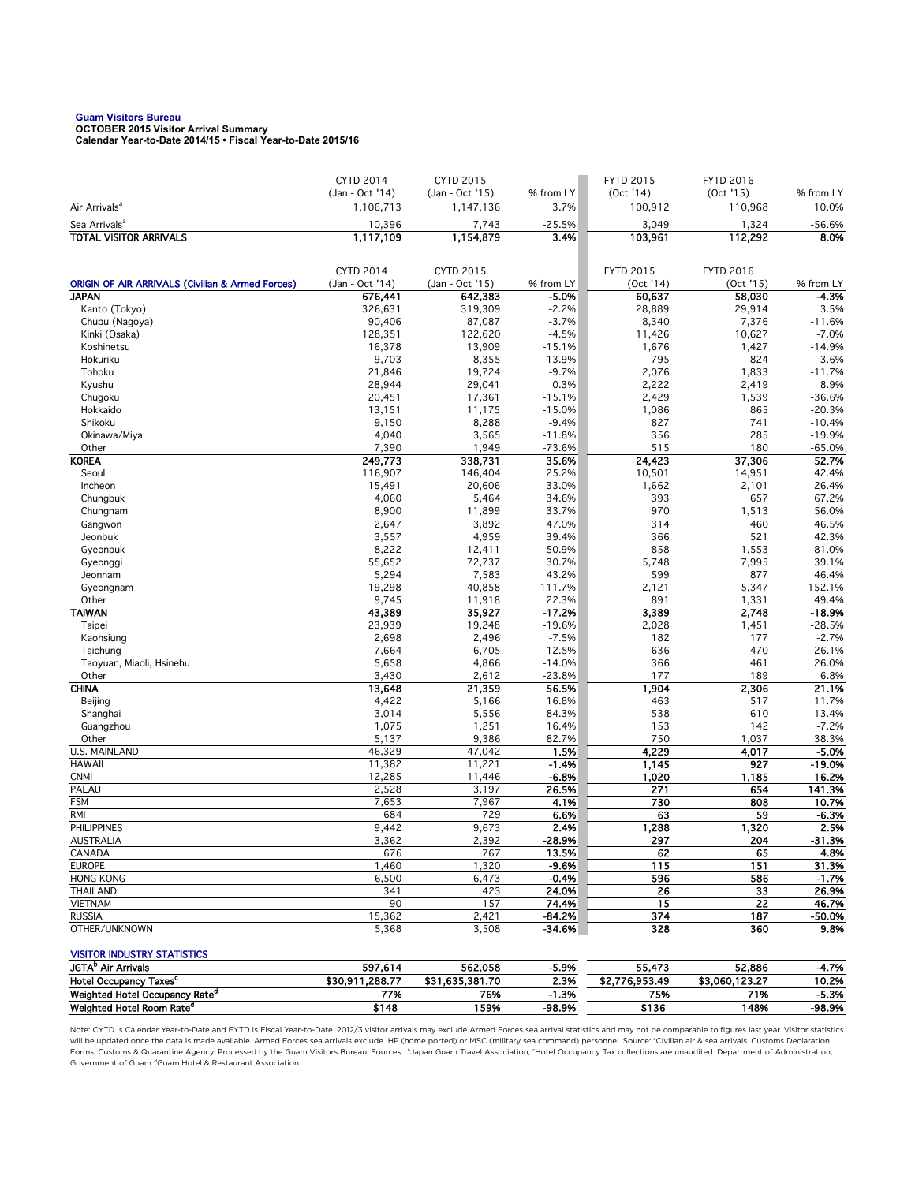**Guam Visitors Bureau**
**OCTOBER 2015 Visitor Arrival Summary**
**Calendar Year-to-Date 2014/15 • Fiscal Year-to-Date 2015/16**

| | CYTD 2014 (Jan - Oct '14) | CYTD 2015 (Jan - Oct '15) | % from LY | FYTD 2015 (Oct '14) | FYTD 2016 (Oct '15) | % from LY |
|---|---|---|---|---|---|---|
| Air Arrivals[a] | 1,106,713 | 1,147,136 | 3.7% | 100,912 | 110,968 | 10.0% |
| Sea Arrivals[a] | 10,396 | 7,743 | -25.5% | 3,049 | 1,324 | -56.6% |
| **TOTAL VISITOR ARRIVALS** | **1,117,109** | **1,154,879** | **3.4%** | **103,961** | **112,292** | **8.0%** |

| ORIGIN OF AIR ARRIVALS (Civilian & Armed Forces) | CYTD 2014 (Jan - Oct '14) | CYTD 2015 (Jan - Oct '15) | % from LY | FYTD 2015 (Oct '14) | FYTD 2016 (Oct '15) | % from LY |
|---|---|---|---|---|---|---|
| **JAPAN** | **676,441** | **642,383** | **-5.0%** | **60,637** | **58,030** | **-4.3%** |
| Kanto (Tokyo) | 326,631 | 319,309 | -2.2% | 28,889 | 29,914 | 3.5% |
| Chubu (Nagoya) | 90,406 | 87,087 | -3.7% | 8,340 | 7,376 | -11.6% |
| Kinki (Osaka) | 128,351 | 122,620 | -4.5% | 11,426 | 10,627 | -7.0% |
| Koshinetsu | 16,378 | 13,909 | -15.1% | 1,676 | 1,427 | -14.9% |
| Hokuriku | 9,703 | 8,355 | -13.9% | 795 | 824 | 3.6% |
| Tohoku | 21,846 | 19,724 | -9.7% | 2,076 | 1,833 | -11.7% |
| Kyushu | 28,944 | 29,041 | 0.3% | 2,222 | 2,419 | 8.9% |
| Chugoku | 20,451 | 17,361 | -15.1% | 2,429 | 1,539 | -36.6% |
| Hokkaido | 13,151 | 11,175 | -15.0% | 1,086 | 865 | -20.3% |
| Shikoku | 9,150 | 8,288 | -9.4% | 827 | 741 | -10.4% |
| Okinawa/Miya | 4,040 | 3,565 | -11.8% | 356 | 285 | -19.9% |
| Other | 7,390 | 1,949 | -73.6% | 515 | 180 | -65.0% |
| **KOREA** | **249,773** | **338,731** | **35.6%** | **24,423** | **37,306** | **52.7%** |
| Seoul | 116,907 | 146,404 | 25.2% | 10,501 | 14,951 | 42.4% |
| Incheon | 15,491 | 20,606 | 33.0% | 1,662 | 2,101 | 26.4% |
| Chungbuk | 4,060 | 5,464 | 34.6% | 393 | 657 | 67.2% |
| Chungnam | 8,900 | 11,899 | 33.7% | 970 | 1,513 | 56.0% |
| Gangwon | 2,647 | 3,892 | 47.0% | 314 | 460 | 46.5% |
| Jeonbuk | 3,557 | 4,959 | 39.4% | 366 | 521 | 42.3% |
| Gyeonbuk | 8,222 | 12,411 | 50.9% | 858 | 1,553 | 81.0% |
| Gyeonggi | 55,652 | 72,737 | 30.7% | 5,748 | 7,995 | 39.1% |
| Jeonnam | 5,294 | 7,583 | 43.2% | 599 | 877 | 46.4% |
| Gyeongnam | 19,298 | 40,858 | 111.7% | 2,121 | 5,347 | 152.1% |
| Other | 9,745 | 11,918 | 22.3% | 891 | 1,331 | 49.4% |
| **TAIWAN** | **43,389** | **35,927** | **-17.2%** | **3,389** | **2,748** | **-18.9%** |
| Taipei | 23,939 | 19,248 | -19.6% | 2,028 | 1,451 | -28.5% |
| Kaohsiung | 2,698 | 2,496 | -7.5% | 182 | 177 | -2.7% |
| Taichung | 7,664 | 6,705 | -12.5% | 636 | 470 | -26.1% |
| Taoyuan, Miaoli, Hsinehu | 5,658 | 4,866 | -14.0% | 366 | 461 | 26.0% |
| Other | 3,430 | 2,612 | -23.8% | 177 | 189 | 6.8% |
| **CHINA** | **13,648** | **21,359** | **56.5%** | **1,904** | **2,306** | **21.1%** |
| Beijing | 4,422 | 5,166 | 16.8% | 463 | 517 | 11.7% |
| Shanghai | 3,014 | 5,556 | 84.3% | 538 | 610 | 13.4% |
| Guangzhou | 1,075 | 1,251 | 16.4% | 153 | 142 | -7.2% |
| Other | 5,137 | 9,386 | 82.7% | 750 | 1,037 | 38.3% |
| U.S. MAINLAND | 46,329 | 47,042 | **1.5%** | **4,229** | **4,017** | **-5.0%** |
| HAWAII | 11,382 | 11,221 | **-1.4%** | **1,145** | **927** | **-19.0%** |
| CNMI | 12,285 | 11,446 | **-6.8%** | **1,020** | **1,185** | **16.2%** |
| PALAU | 2,528 | 3,197 | **26.5%** | **271** | **654** | **141.3%** |
| FSM | 7,653 | 7,967 | **4.1%** | **730** | **808** | **10.7%** |
| RMI | 684 | 729 | **6.6%** | **63** | **59** | **-6.3%** |
| PHILIPPINES | 9,442 | 9,673 | **2.4%** | **1,288** | **1,320** | **2.5%** |
| AUSTRALIA | 3,362 | 2,392 | **-28.9%** | **297** | **204** | **-31.3%** |
| CANADA | 676 | 767 | **13.5%** | **62** | **65** | **4.8%** |
| EUROPE | 1,460 | 1,320 | **-9.6%** | **115** | **151** | **31.3%** |
| HONG KONG | 6,500 | 6,473 | **-0.4%** | **596** | **586** | **-1.7%** |
| THAILAND | 341 | 423 | **24.0%** | **26** | **33** | **26.9%** |
| VIETNAM | 90 | 157 | **74.4%** | **15** | **22** | **46.7%** |
| RUSSIA | 15,362 | 2,421 | **-84.2%** | **374** | **187** | **-50.0%** |
| OTHER/UNKNOWN | 5,368 | 3,508 | **-34.6%** | **328** | **360** | **9.8%** |

| VISITOR INDUSTRY STATISTICS | | | | | | |
|---|---|---|---|---|---|---|
| **JGTA[b] Air Arrivals** | **597,614** | **562,058** | **-5.9%** | **55,473** | **52,886** | **-4.7%** |
| **Hotel Occupancy Taxes[c]** | **$30,911,288.77** | **$31,635,381.70** | **2.3%** | **$2,776,953.49** | **$3,060,123.27** | **10.2%** |
| **Weighted Hotel Occupancy Rate[d]** | **77%** | **76%** | **-1.3%** | **75%** | **71%** | **-5.3%** |
| **Weighted Hotel Room Rate[d]** | **$148** | **159%** | **-98.9%** | **$136** | **148%** | **-98.9%** |

Note: CYTD is Calendar Year-to-Date and FYTD is Fiscal Year-to-Date. 2012/3 visitor arrivals may exclude Armed Forces sea arrival statistics and may not be comparable to figures last year. Visitor statistics will be updated once the data is made available. Armed Forces sea arrivals exclude HP (home ported) or MSC (military sea command) personnel. Source: [a]Civilian air & sea arrivals. Customs Declaration Forms, Customs & Quarantine Agency. Processed by the Guam Visitors Bureau. Sources: [b]Japan Guam Travel Association, [c]Hotel Occupancy Tax collections are unaudited. Department of Administration, Government of Guam [d]Guam Hotel & Restaurant Association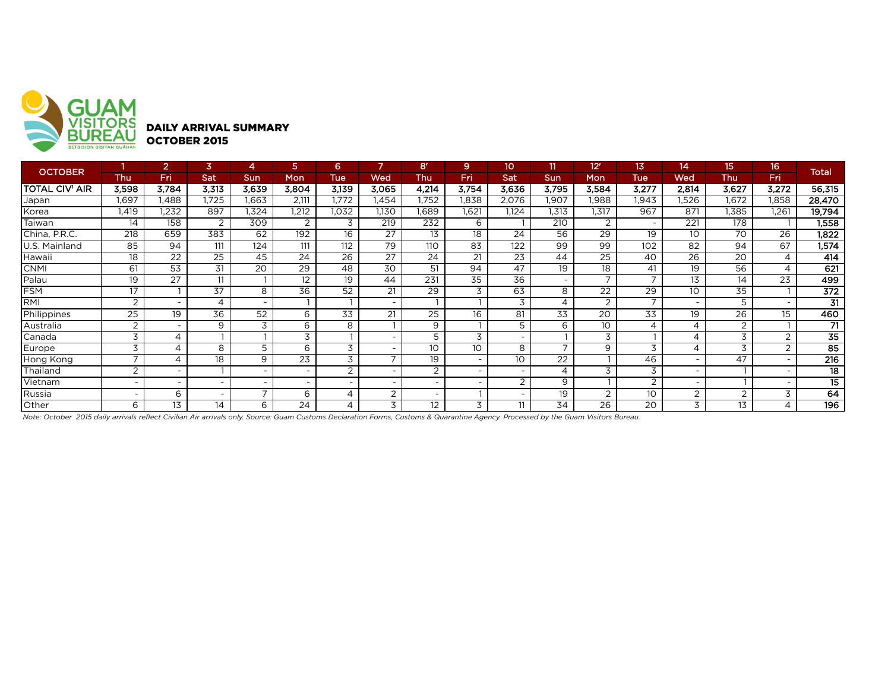GUAM VISITORS BUREAU
SETBISION BISITAN GUÅHAN

## DAILY ARRIVAL SUMMARY
## OCTOBER 2015

| OCTOBER | 1 | 2 | 3 | 4 | 5 | 6 | 7 | 8r | 9 | 10 | 11 | 12r | 13 | 14 | 15 | 16 | Total |
|---|---|---|---|---|---|---|---|---|---|---|---|---|---|---|---|---|---|
| | Thu | Fri | Sat | Sun | Mon | Tue | Wed | Thu | Fri | Sat | Sun | Mon | Tue | Wed | Thu | Fri | |
| **TOTAL CIV' AIR** | **3,598** | **3,784** | **3,313** | **3,639** | **3,804** | **3,139** | **3,065** | **4,214** | **3,754** | **3,636** | **3,795** | **3,584** | **3,277** | **2,814** | **3,627** | **3,272** | **56,315** |
| Japan | 1,697 | 1,488 | 1,725 | 1,663 | 2,111 | 1,772 | 1,454 | 1,752 | 1,838 | 2,076 | 1,907 | 1,988 | 1,943 | 1,526 | 1,672 | 1,858 | **28,470** |
| Korea | 1,419 | 1,232 | 897 | 1,324 | 1,212 | 1,032 | 1,130 | 1,689 | 1,621 | 1,124 | 1,313 | 1,317 | 967 | 871 | 1,385 | 1,261 | **19,794** |
| Taiwan | 14 | 158 | 2 | 309 | 2 | 3 | 219 | 232 | 6 | 1 | 210 | 2 | - | 221 | 178 | 1 | **1,558** |
| China, P.R.C. | 218 | 659 | 383 | 62 | 192 | 16 | 27 | 13 | 18 | 24 | 56 | 29 | 19 | 10 | 70 | 26 | **1,822** |
| U.S. Mainland | 85 | 94 | 111 | 124 | 111 | 112 | 79 | 110 | 83 | 122 | 99 | 99 | 102 | 82 | 94 | 67 | **1,574** |
| Hawaii | 18 | 22 | 25 | 45 | 24 | 26 | 27 | 24 | 21 | 23 | 44 | 25 | 40 | 26 | 20 | 4 | **414** |
| CNMI | 61 | 53 | 31 | 20 | 29 | 48 | 30 | 51 | 94 | 47 | 19 | 18 | 41 | 19 | 56 | 4 | **621** |
| Palau | 19 | 27 | 11 | 1 | 12 | 19 | 44 | 231 | 35 | 36 | - | 7 | 7 | 13 | 14 | 23 | **499** |
| FSM | 17 | 1 | 37 | 8 | 36 | 52 | 21 | 29 | 3 | 63 | 8 | 22 | 29 | 10 | 35 | 1 | **372** |
| RMI | 2 | - | 4 | - | 1 | 1 | - | 1 | 1 | 3 | 4 | 2 | 7 | - | 5 | - | **31** |
| Philippines | 25 | 19 | 36 | 52 | 6 | 33 | 21 | 25 | 16 | 81 | 33 | 20 | 33 | 19 | 26 | 15 | **460** |
| Australia | 2 | - | 9 | 3 | 6 | 8 | 1 | 9 | 1 | 5 | 6 | 10 | 4 | 4 | 2 | 1 | **71** |
| Canada | 3 | 4 | 1 | 1 | 3 | 1 | - | 5 | 3 | - | 1 | 3 | 1 | 4 | 3 | 2 | **35** |
| Europe | 3 | 4 | 8 | 5 | 6 | 3 | - | 10 | 10 | 8 | 7 | 9 | 3 | 4 | 3 | 2 | **85** |
| Hong Kong | 7 | 4 | 18 | 9 | 23 | 3 | 7 | 19 | - | 10 | 22 | 1 | 46 | - | 47 | - | **216** |
| Thailand | 2 | - | 1 | - | - | 2 | - | 2 | - | - | 4 | 3 | 3 | - | 1 | - | **18** |
| Vietnam | - | - | - | - | - | - | - | - | - | 2 | 9 | 1 | 2 | - | 1 | - | **15** |
| Russia | - | 6 | - | 7 | 6 | 4 | 2 | - | 1 | - | 19 | 2 | 10 | 2 | 2 | 3 | **64** |
| Other | 6 | 13 | 14 | 6 | 24 | 4 | 3 | 12 | 3 | 11 | 34 | 26 | 20 | 3 | 13 | 4 | **196** |

*Note: October 2015 daily arrivals reflect Civilian Air arrivals only. Source: Guam Customs Declaration Forms, Customs & Quarantine Agency. Processed by the Guam Visitors Bureau.*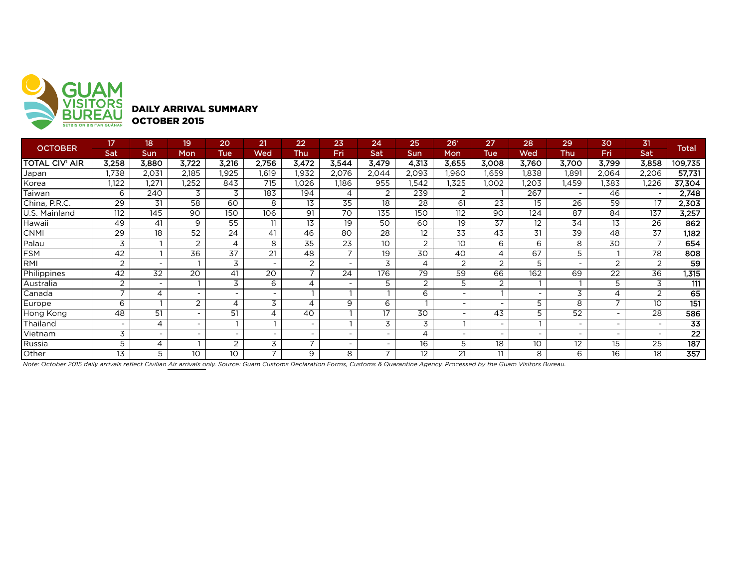GUAM VISITORS BUREAU
SETBISION BISITAN GUÅHAN

**DAILY ARRIVAL SUMMARY**
**OCTOBER 2015**

| OCTOBER | 17 | 18 | 19 | 20 | 21 | 22 | 23 | 24 | 25 | 26r | 27 | 28 | 29 | 30 | 31 | Total |
|---|---|---|---|---|---|---|---|---|---|---|---|---|---|---|---|---|
| | Sat | Sun | Mon | Tue | Wed | Thu | Fri | Sat | Sun | Mon | Tue | Wed | Thu | Fri | Sat | |
| **TOTAL CIV[1] AIR** | **3,258** | **3,880** | **3,722** | **3,216** | **2,756** | **3,472** | **3,544** | **3,479** | **4,313** | **3,655** | **3,008** | **3,760** | **3,700** | **3,799** | **3,858** | **109,735** |
| Japan | 1,738 | 2,031 | 2,185 | 1,925 | 1,619 | 1,932 | 2,076 | 2,044 | 2,093 | 1,960 | 1,659 | 1,838 | 1,891 | 2,064 | 2,206 | **57,731** |
| Korea | 1,122 | 1,271 | 1,252 | 843 | 715 | 1,026 | 1,186 | 955 | 1,542 | 1,325 | 1,002 | 1,203 | 1,459 | 1,383 | 1,226 | **37,304** |
| Taiwan | 6 | 240 | 3 | 3 | 183 | 194 | 4 | 2 | 239 | 2 | 1 | 267 | - | 46 | - | **2,748** |
| China, P.R.C. | 29 | 31 | 58 | 60 | 8 | 13 | 35 | 18 | 28 | 61 | 23 | 15 | 26 | 59 | 17 | **2,303** |
| U.S. Mainland | 112 | 145 | 90 | 150 | 106 | 91 | 70 | 135 | 150 | 112 | 90 | 124 | 87 | 84 | 137 | **3,257** |
| Hawaii | 49 | 41 | 9 | 55 | 11 | 13 | 19 | 50 | 60 | 19 | 37 | 12 | 34 | 13 | 26 | **862** |
| CNMI | 29 | 18 | 52 | 24 | 41 | 46 | 80 | 28 | 12 | 33 | 43 | 31 | 39 | 48 | 37 | **1,182** |
| Palau | 3 | 1 | 2 | 4 | 8 | 35 | 23 | 10 | 2 | 10 | 6 | 6 | 8 | 30 | 7 | **654** |
| FSM | 42 | 1 | 36 | 37 | 21 | 48 | 7 | 19 | 30 | 40 | 4 | 67 | 5 | 1 | 78 | **808** |
| RMI | 2 | - | 1 | 3 | - | 2 | - | 3 | 4 | 2 | 2 | 5 | - | 2 | 2 | **59** |
| Philippines | 42 | 32 | 20 | 41 | 20 | 7 | 24 | 176 | 79 | 59 | 66 | 162 | 69 | 22 | 36 | **1,315** |
| Australia | 2 | - | 1 | 3 | 6 | 4 | - | 5 | 2 | 5 | 2 | 1 | 1 | 5 | 3 | **111** |
| Canada | 7 | 4 | - | - | - | 1 | 1 | 1 | 6 | - | 1 | - | 3 | 4 | 2 | **65** |
| Europe | 6 | 1 | 2 | 4 | 3 | 4 | 9 | 6 | 1 | - | - | 5 | 8 | 7 | 10 | **151** |
| Hong Kong | 48 | 51 | - | 51 | 4 | 40 | 1 | 17 | 30 | - | 43 | 5 | 52 | - | 28 | **586** |
| Thailand | - | 4 | - | 1 | 1 | - | 1 | 3 | 3 | 1 | - | 1 | - | - | - | **33** |
| Vietnam | 3 | - | - | - | - | - | - | - | 4 | - | - | - | - | - | - | **22** |
| Russia | 5 | 4 | 1 | 2 | 3 | 7 | - | - | 16 | 5 | 18 | 10 | 12 | 15 | 25 | **187** |
| Other | 13 | 5 | 10 | 10 | 7 | 9 | 8 | 7 | 12 | 21 | 11 | 8 | 6 | 16 | 18 | **357** |

*Note: October 2015 daily arrivals reflect Civilian Air arrivals only. Source: Guam Customs Declaration Forms, Customs & Quarantine Agency. Processed by the Guam Visitors Bureau.*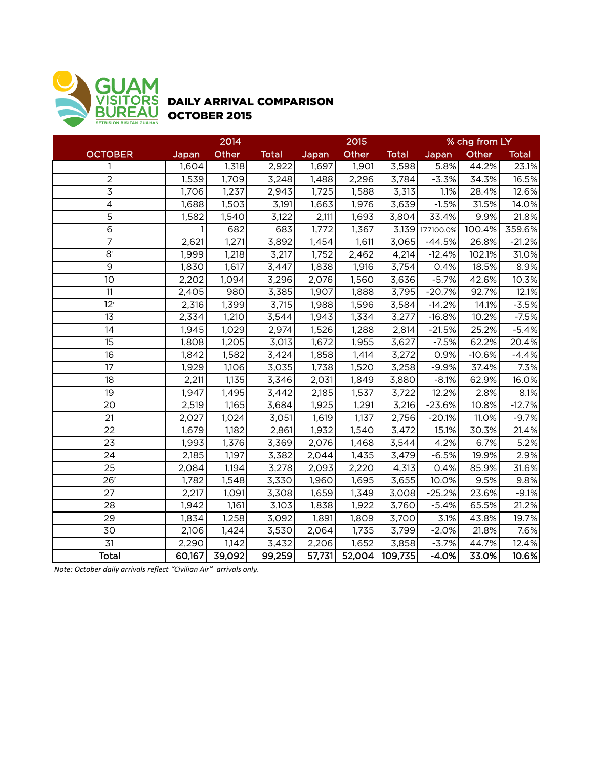GUAM VISITORS BUREAU
SETBISION BISITAN GUÅHAN

## DAILY ARRIVAL COMPARISON
## OCTOBER 2015

| | 2014 | | | 2015 | | | % chg from LY | | |
|---|---|---|---|---|---|---|---|---|---|
| OCTOBER | Japan | Other | Total | Japan | Other | Total | Japan | Other | Total |
| 1 | 1,604 | 1,318 | 2,922 | 1,697 | 1,901 | 3,598 | 5.8% | 44.2% | 23.1% |
| 2 | 1,539 | 1,709 | 3,248 | 1,488 | 2,296 | 3,784 | -3.3% | 34.3% | 16.5% |
| 3 | 1,706 | 1,237 | 2,943 | 1,725 | 1,588 | 3,313 | 1.1% | 28.4% | 12.6% |
| 4 | 1,688 | 1,503 | 3,191 | 1,663 | 1,976 | 3,639 | -1.5% | 31.5% | 14.0% |
| 5 | 1,582 | 1,540 | 3,122 | 2,111 | 1,693 | 3,804 | 33.4% | 9.9% | 21.8% |
| 6 | 1 | 682 | 683 | 1,772 | 1,367 | 3,139 | 177100.0% | 100.4% | 359.6% |
| 7 | 2,621 | 1,271 | 3,892 | 1,454 | 1,611 | 3,065 | -44.5% | 26.8% | -21.2% |
| 8[r] | 1,999 | 1,218 | 3,217 | 1,752 | 2,462 | 4,214 | -12.4% | 102.1% | 31.0% |
| 9 | 1,830 | 1,617 | 3,447 | 1,838 | 1,916 | 3,754 | 0.4% | 18.5% | 8.9% |
| 10 | 2,202 | 1,094 | 3,296 | 2,076 | 1,560 | 3,636 | -5.7% | 42.6% | 10.3% |
| 11 | 2,405 | 980 | 3,385 | 1,907 | 1,888 | 3,795 | -20.7% | 92.7% | 12.1% |
| 12[r] | 2,316 | 1,399 | 3,715 | 1,988 | 1,596 | 3,584 | -14.2% | 14.1% | -3.5% |
| 13 | 2,334 | 1,210 | 3,544 | 1,943 | 1,334 | 3,277 | -16.8% | 10.2% | -7.5% |
| 14 | 1,945 | 1,029 | 2,974 | 1,526 | 1,288 | 2,814 | -21.5% | 25.2% | -5.4% |
| 15 | 1,808 | 1,205 | 3,013 | 1,672 | 1,955 | 3,627 | -7.5% | 62.2% | 20.4% |
| 16 | 1,842 | 1,582 | 3,424 | 1,858 | 1,414 | 3,272 | 0.9% | -10.6% | -4.4% |
| 17 | 1,929 | 1,106 | 3,035 | 1,738 | 1,520 | 3,258 | -9.9% | 37.4% | 7.3% |
| 18 | 2,211 | 1,135 | 3,346 | 2,031 | 1,849 | 3,880 | -8.1% | 62.9% | 16.0% |
| 19 | 1,947 | 1,495 | 3,442 | 2,185 | 1,537 | 3,722 | 12.2% | 2.8% | 8.1% |
| 20 | 2,519 | 1,165 | 3,684 | 1,925 | 1,291 | 3,216 | -23.6% | 10.8% | -12.7% |
| 21 | 2,027 | 1,024 | 3,051 | 1,619 | 1,137 | 2,756 | -20.1% | 11.0% | -9.7% |
| 22 | 1,679 | 1,182 | 2,861 | 1,932 | 1,540 | 3,472 | 15.1% | 30.3% | 21.4% |
| 23 | 1,993 | 1,376 | 3,369 | 2,076 | 1,468 | 3,544 | 4.2% | 6.7% | 5.2% |
| 24 | 2,185 | 1,197 | 3,382 | 2,044 | 1,435 | 3,479 | -6.5% | 19.9% | 2.9% |
| 25 | 2,084 | 1,194 | 3,278 | 2,093 | 2,220 | 4,313 | 0.4% | 85.9% | 31.6% |
| 26[r] | 1,782 | 1,548 | 3,330 | 1,960 | 1,695 | 3,655 | 10.0% | 9.5% | 9.8% |
| 27 | 2,217 | 1,091 | 3,308 | 1,659 | 1,349 | 3,008 | -25.2% | 23.6% | -9.1% |
| 28 | 1,942 | 1,161 | 3,103 | 1,838 | 1,922 | 3,760 | -5.4% | 65.5% | 21.2% |
| 29 | 1,834 | 1,258 | 3,092 | 1,891 | 1,809 | 3,700 | 3.1% | 43.8% | 19.7% |
| 30 | 2,106 | 1,424 | 3,530 | 2,064 | 1,735 | 3,799 | -2.0% | 21.8% | 7.6% |
| 31 | 2,290 | 1,142 | 3,432 | 2,206 | 1,652 | 3,858 | -3.7% | 44.7% | 12.4% |
| **Total** | **60,167** | **39,092** | **99,259** | **57,731** | **52,004** | **109,735** | **-4.0%** | **33.0%** | **10.6%** |

*Note: October daily arrivals reflect "Civilian Air" arrivals only.*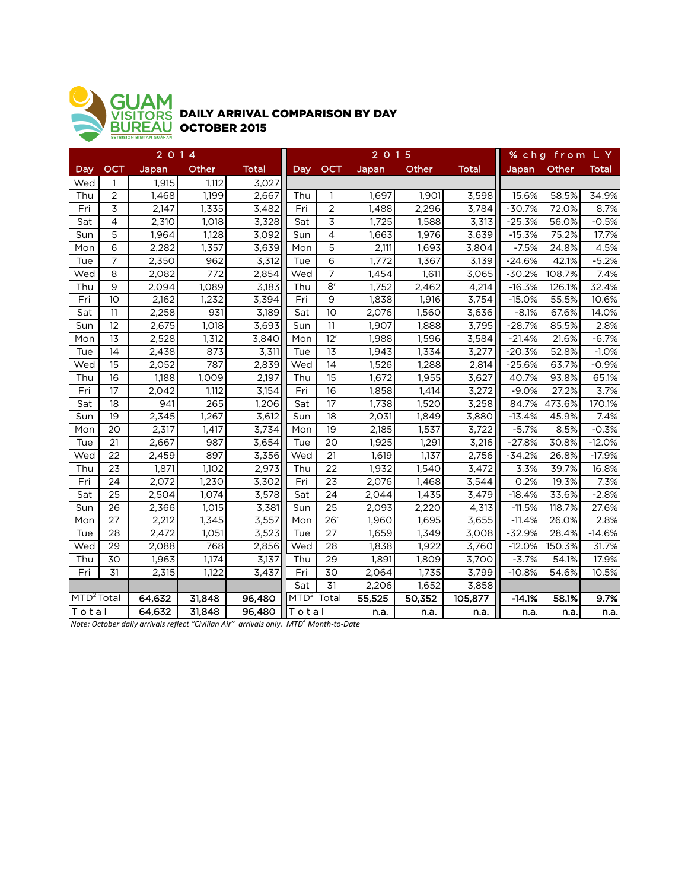# GUAM VISITORS BUREAU

SETBISION BISITAN GUÅHAN

## DAILY ARRIVAL COMPARISON BY DAY
## OCTOBER 2015

| 2014 | | | | | 2015 | | | | | % chg from LY | | |
|---|---|---|---|---|---|---|---|---|---|---|---|---|
| Day | OCT | Japan | Other | Total | Day | OCT | Japan | Other | Total | Japan | Other | Total |
| Wed | 1 | 1,915 | 1,112 | 3,027 | | | | | | | | |
| Thu | 2 | 1,468 | 1,199 | 2,667 | Thu | 1 | 1,697 | 1,901 | 3,598 | 15.6% | 58.5% | 34.9% |
| Fri | 3 | 2,147 | 1,335 | 3,482 | Fri | 2 | 1,488 | 2,296 | 3,784 | -30.7% | 72.0% | 8.7% |
| Sat | 4 | 2,310 | 1,018 | 3,328 | Sat | 3 | 1,725 | 1,588 | 3,313 | -25.3% | 56.0% | -0.5% |
| Sun | 5 | 1,964 | 1,128 | 3,092 | Sun | 4 | 1,663 | 1,976 | 3,639 | -15.3% | 75.2% | 17.7% |
| Mon | 6 | 2,282 | 1,357 | 3,639 | Mon | 5 | 2,111 | 1,693 | 3,804 | -7.5% | 24.8% | 4.5% |
| Tue | 7 | 2,350 | 962 | 3,312 | Tue | 6 | 1,772 | 1,367 | 3,139 | -24.6% | 42.1% | -5.2% |
| Wed | 8 | 2,082 | 772 | 2,854 | Wed | 7 | 1,454 | 1,611 | 3,065 | -30.2% | 108.7% | 7.4% |
| Thu | 9 | 2,094 | 1,089 | 3,183 | Thu | 8[r] | 1,752 | 2,462 | 4,214 | -16.3% | 126.1% | 32.4% |
| Fri | 10 | 2,162 | 1,232 | 3,394 | Fri | 9 | 1,838 | 1,916 | 3,754 | -15.0% | 55.5% | 10.6% |
| Sat | 11 | 2,258 | 931 | 3,189 | Sat | 10 | 2,076 | 1,560 | 3,636 | -8.1% | 67.6% | 14.0% |
| Sun | 12 | 2,675 | 1,018 | 3,693 | Sun | 11 | 1,907 | 1,888 | 3,795 | -28.7% | 85.5% | 2.8% |
| Mon | 13 | 2,528 | 1,312 | 3,840 | Mon | 12[r] | 1,988 | 1,596 | 3,584 | -21.4% | 21.6% | -6.7% |
| Tue | 14 | 2,438 | 873 | 3,311 | Tue | 13 | 1,943 | 1,334 | 3,277 | -20.3% | 52.8% | -1.0% |
| Wed | 15 | 2,052 | 787 | 2,839 | Wed | 14 | 1,526 | 1,288 | 2,814 | -25.6% | 63.7% | -0.9% |
| Thu | 16 | 1,188 | 1,009 | 2,197 | Thu | 15 | 1,672 | 1,955 | 3,627 | 40.7% | 93.8% | 65.1% |
| Fri | 17 | 2,042 | 1,112 | 3,154 | Fri | 16 | 1,858 | 1,414 | 3,272 | -9.0% | 27.2% | 3.7% |
| Sat | 18 | 941 | 265 | 1,206 | Sat | 17 | 1,738 | 1,520 | 3,258 | 84.7% | 473.6% | 170.1% |
| Sun | 19 | 2,345 | 1,267 | 3,612 | Sun | 18 | 2,031 | 1,849 | 3,880 | -13.4% | 45.9% | 7.4% |
| Mon | 20 | 2,317 | 1,417 | 3,734 | Mon | 19 | 2,185 | 1,537 | 3,722 | -5.7% | 8.5% | -0.3% |
| Tue | 21 | 2,667 | 987 | 3,654 | Tue | 20 | 1,925 | 1,291 | 3,216 | -27.8% | 30.8% | -12.0% |
| Wed | 22 | 2,459 | 897 | 3,356 | Wed | 21 | 1,619 | 1,137 | 2,756 | -34.2% | 26.8% | -17.9% |
| Thu | 23 | 1,871 | 1,102 | 2,973 | Thu | 22 | 1,932 | 1,540 | 3,472 | 3.3% | 39.7% | 16.8% |
| Fri | 24 | 2,072 | 1,230 | 3,302 | Fri | 23 | 2,076 | 1,468 | 3,544 | 0.2% | 19.3% | 7.3% |
| Sat | 25 | 2,504 | 1,074 | 3,578 | Sat | 24 | 2,044 | 1,435 | 3,479 | -18.4% | 33.6% | -2.8% |
| Sun | 26 | 2,366 | 1,015 | 3,381 | Sun | 25 | 2,093 | 2,220 | 4,313 | -11.5% | 118.7% | 27.6% |
| Mon | 27 | 2,212 | 1,345 | 3,557 | Mon | 26[r] | 1,960 | 1,695 | 3,655 | -11.4% | 26.0% | 2.8% |
| Tue | 28 | 2,472 | 1,051 | 3,523 | Tue | 27 | 1,659 | 1,349 | 3,008 | -32.9% | 28.4% | -14.6% |
| Wed | 29 | 2,088 | 768 | 2,856 | Wed | 28 | 1,838 | 1,922 | 3,760 | -12.0% | 150.3% | 31.7% |
| Thu | 30 | 1,963 | 1,174 | 3,137 | Thu | 29 | 1,891 | 1,809 | 3,700 | -3.7% | 54.1% | 17.9% |
| Fri | 31 | 2,315 | 1,122 | 3,437 | Fri | 30 | 2,064 | 1,735 | 3,799 | -10.8% | 54.6% | 10.5% |
| | | | | | Sat | 31 | 2,206 | 1,652 | 3,858 | | | |
| MTD[2] Total | | **64,632** | **31,848** | **96,480** | MTD[2] Total | | **55,525** | **50,352** | **105,877** | **-14.1%** | **58.1%** | **9.7%** |
| Total | | 64,632 | 31,848 | 96,480 | Total | | n.a. | n.a. | n.a. | n.a. | n.a. | n.a. |

*Note: October daily arrivals reflect "Civilian Air" arrivals only. MTD[2] Month-to-Date*